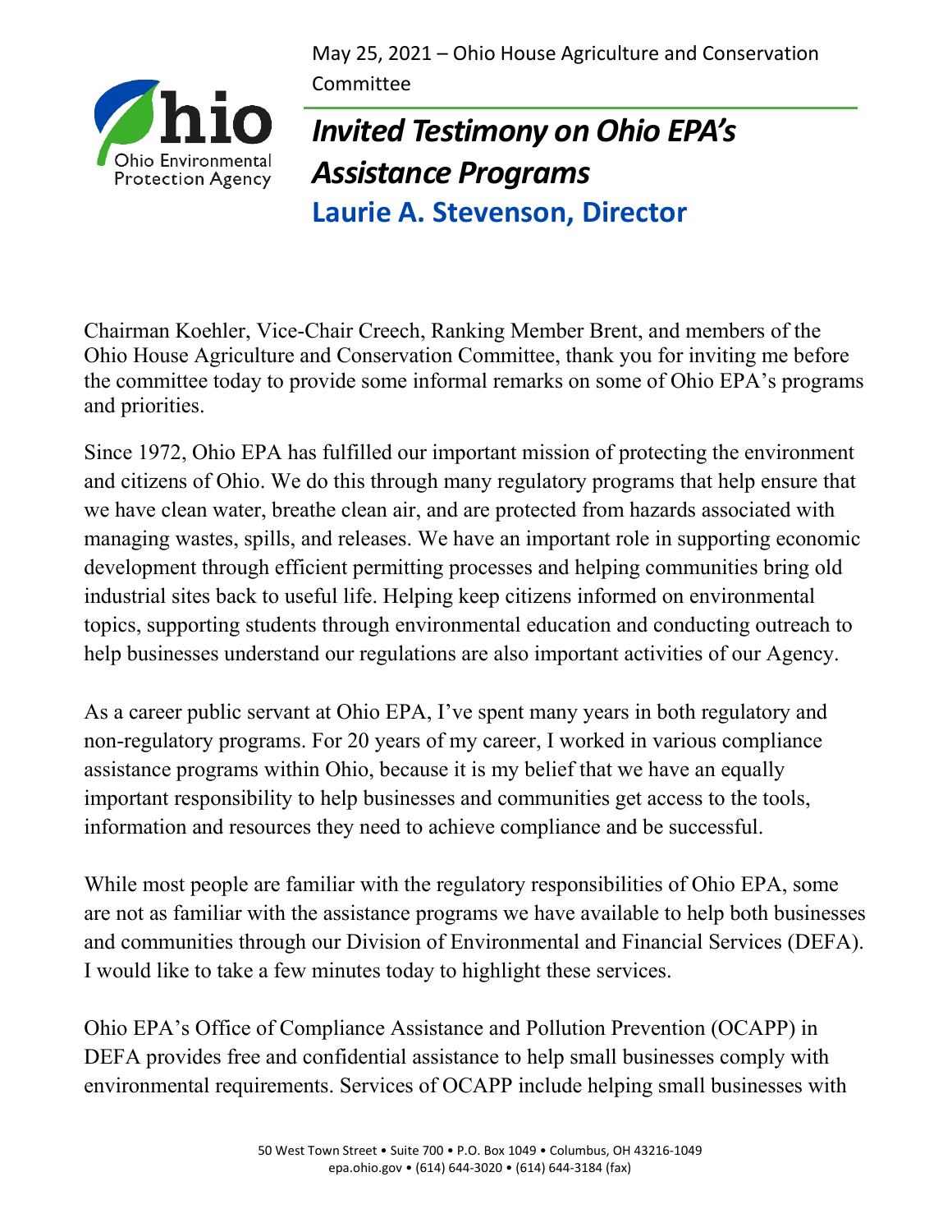May 25, 2021 – Ohio House Agriculture and Conservation Committee

# *Invited Testimony on Ohio EPA's Assistance Programs*

## Laurie A. Stevenson, Director

Chairman Koehler, Vice-Chair Creech, Ranking Member Brent, and members of the Ohio House Agriculture and Conservation Committee, thank you for inviting me before the committee today to provide some informal remarks on some of Ohio EPA's programs and priorities.

Since 1972, Ohio EPA has fulfilled our important mission of protecting the environment and citizens of Ohio. We do this through many regulatory programs that help ensure that we have clean water, breathe clean air, and are protected from hazards associated with managing wastes, spills, and releases. We have an important role in supporting economic development through efficient permitting processes and helping communities bring old industrial sites back to useful life. Helping keep citizens informed on environmental topics, supporting students through environmental education and conducting outreach to help businesses understand our regulations are also important activities of our Agency.

As a career public servant at Ohio EPA, I've spent many years in both regulatory and non-regulatory programs. For 20 years of my career, I worked in various compliance assistance programs within Ohio, because it is my belief that we have an equally important responsibility to help businesses and communities get access to the tools, information and resources they need to achieve compliance and be successful.

While most people are familiar with the regulatory responsibilities of Ohio EPA, some are not as familiar with the assistance programs we have available to help both businesses and communities through our Division of Environmental and Financial Services (DEFA). I would like to take a few minutes today to highlight these services.

Ohio EPA's Office of Compliance Assistance and Pollution Prevention (OCAPP) in DEFA provides free and confidential assistance to help small businesses comply with environmental requirements. Services of OCAPP include helping small businesses with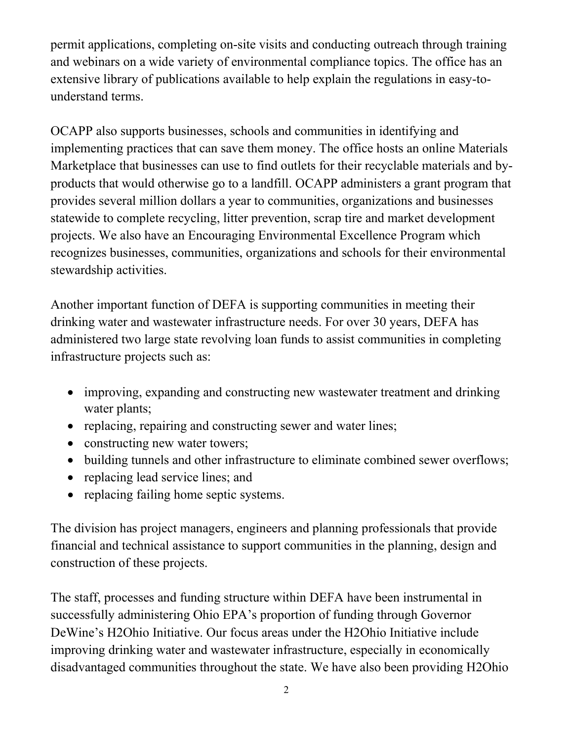permit applications, completing on-site visits and conducting outreach through training and webinars on a wide variety of environmental compliance topics. The office has an extensive library of publications available to help explain the regulations in easy-to-understand terms.

OCAPP also supports businesses, schools and communities in identifying and implementing practices that can save them money. The office hosts an online Materials Marketplace that businesses can use to find outlets for their recyclable materials and by-products that would otherwise go to a landfill. OCAPP administers a grant program that provides several million dollars a year to communities, organizations and businesses statewide to complete recycling, litter prevention, scrap tire and market development projects. We also have an Encouraging Environmental Excellence Program which recognizes businesses, communities, organizations and schools for their environmental stewardship activities.

Another important function of DEFA is supporting communities in meeting their drinking water and wastewater infrastructure needs. For over 30 years, DEFA has administered two large state revolving loan funds to assist communities in completing infrastructure projects such as:

- improving, expanding and constructing new wastewater treatment and drinking water plants;
- replacing, repairing and constructing sewer and water lines;
- constructing new water towers;
- building tunnels and other infrastructure to eliminate combined sewer overflows;
- replacing lead service lines; and
- replacing failing home septic systems.

The division has project managers, engineers and planning professionals that provide financial and technical assistance to support communities in the planning, design and construction of these projects.

The staff, processes and funding structure within DEFA have been instrumental in successfully administering Ohio EPA's proportion of funding through Governor DeWine's H2Ohio Initiative. Our focus areas under the H2Ohio Initiative include improving drinking water and wastewater infrastructure, especially in economically disadvantaged communities throughout the state. We have also been providing H2Ohio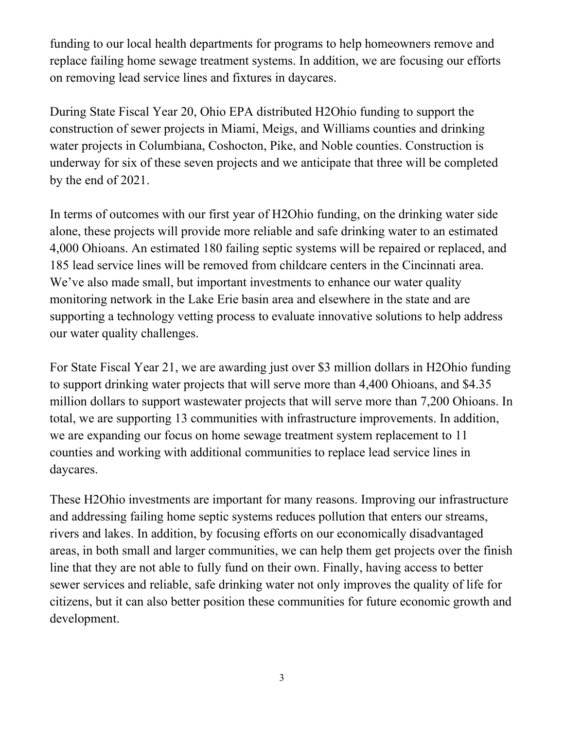funding to our local health departments for programs to help homeowners remove and replace failing home sewage treatment systems. In addition, we are focusing our efforts on removing lead service lines and fixtures in daycares.

During State Fiscal Year 20, Ohio EPA distributed H2Ohio funding to support the construction of sewer projects in Miami, Meigs, and Williams counties and drinking water projects in Columbiana, Coshocton, Pike, and Noble counties. Construction is underway for six of these seven projects and we anticipate that three will be completed by the end of 2021.

In terms of outcomes with our first year of H2Ohio funding, on the drinking water side alone, these projects will provide more reliable and safe drinking water to an estimated 4,000 Ohioans. An estimated 180 failing septic systems will be repaired or replaced, and 185 lead service lines will be removed from childcare centers in the Cincinnati area. We've also made small, but important investments to enhance our water quality monitoring network in the Lake Erie basin area and elsewhere in the state and are supporting a technology vetting process to evaluate innovative solutions to help address our water quality challenges.

For State Fiscal Year 21, we are awarding just over $3 million dollars in H2Ohio funding to support drinking water projects that will serve more than 4,400 Ohioans, and $4.35 million dollars to support wastewater projects that will serve more than 7,200 Ohioans. In total, we are supporting 13 communities with infrastructure improvements. In addition, we are expanding our focus on home sewage treatment system replacement to 11 counties and working with additional communities to replace lead service lines in daycares.

These H2Ohio investments are important for many reasons. Improving our infrastructure and addressing failing home septic systems reduces pollution that enters our streams, rivers and lakes. In addition, by focusing efforts on our economically disadvantaged areas, in both small and larger communities, we can help them get projects over the finish line that they are not able to fully fund on their own. Finally, having access to better sewer services and reliable, safe drinking water not only improves the quality of life for citizens, but it can also better position these communities for future economic growth and development.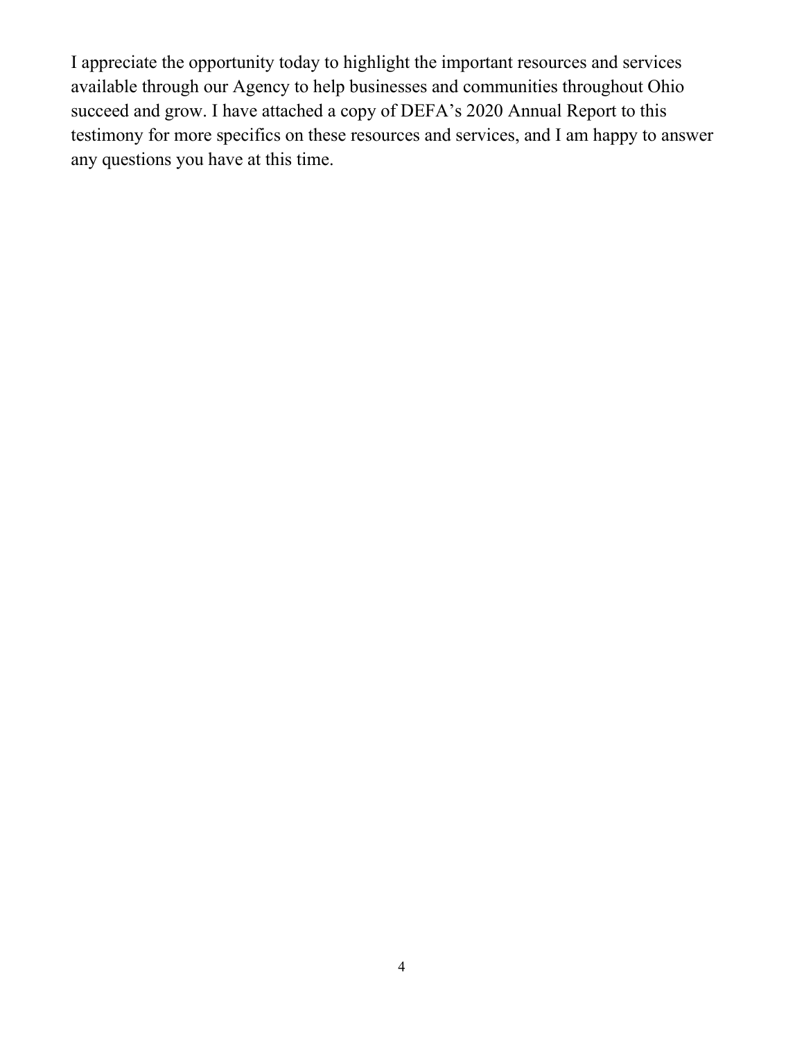I appreciate the opportunity today to highlight the important resources and services available through our Agency to help businesses and communities throughout Ohio succeed and grow. I have attached a copy of DEFA's 2020 Annual Report to this testimony for more specifics on these resources and services, and I am happy to answer any questions you have at this time.